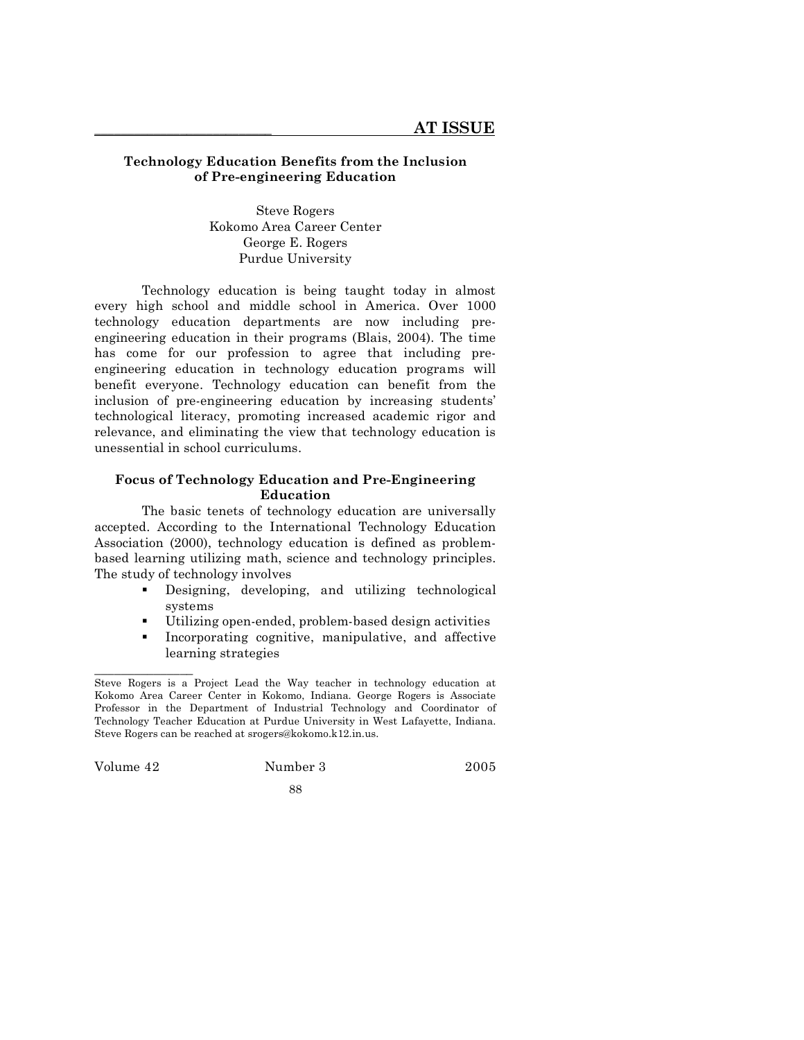AT ISSUE

# Technology Education Benefits from the Inclusion of Pre-engineering Education

Steve Rogers
Kokomo Area Career Center
George E. Rogers
Purdue University

Technology education is being taught today in almost every high school and middle school in America. Over 1000 technology education departments are now including pre-engineering education in their programs (Blais, 2004). The time has come for our profession to agree that including pre-engineering education in technology education programs will benefit everyone. Technology education can benefit from the inclusion of pre-engineering education by increasing students' technological literacy, promoting increased academic rigor and relevance, and eliminating the view that technology education is unessential in school curriculums.

## Focus of Technology Education and Pre-Engineering Education

The basic tenets of technology education are universally accepted. According to the International Technology Education Association (2000), technology education is defined as problem-based learning utilizing math, science and technology principles. The study of technology involves

- Designing, developing, and utilizing technological systems
- Utilizing open-ended, problem-based design activities
- Incorporating cognitive, manipulative, and affective learning strategies

---

Steve Rogers is a Project Lead the Way teacher in technology education at Kokomo Area Career Center in Kokomo, Indiana. George Rogers is Associate Professor in the Department of Industrial Technology and Coordinator of Technology Teacher Education at Purdue University in West Lafayette, Indiana. Steve Rogers can be reached at srogers@kokomo.k12.in.us.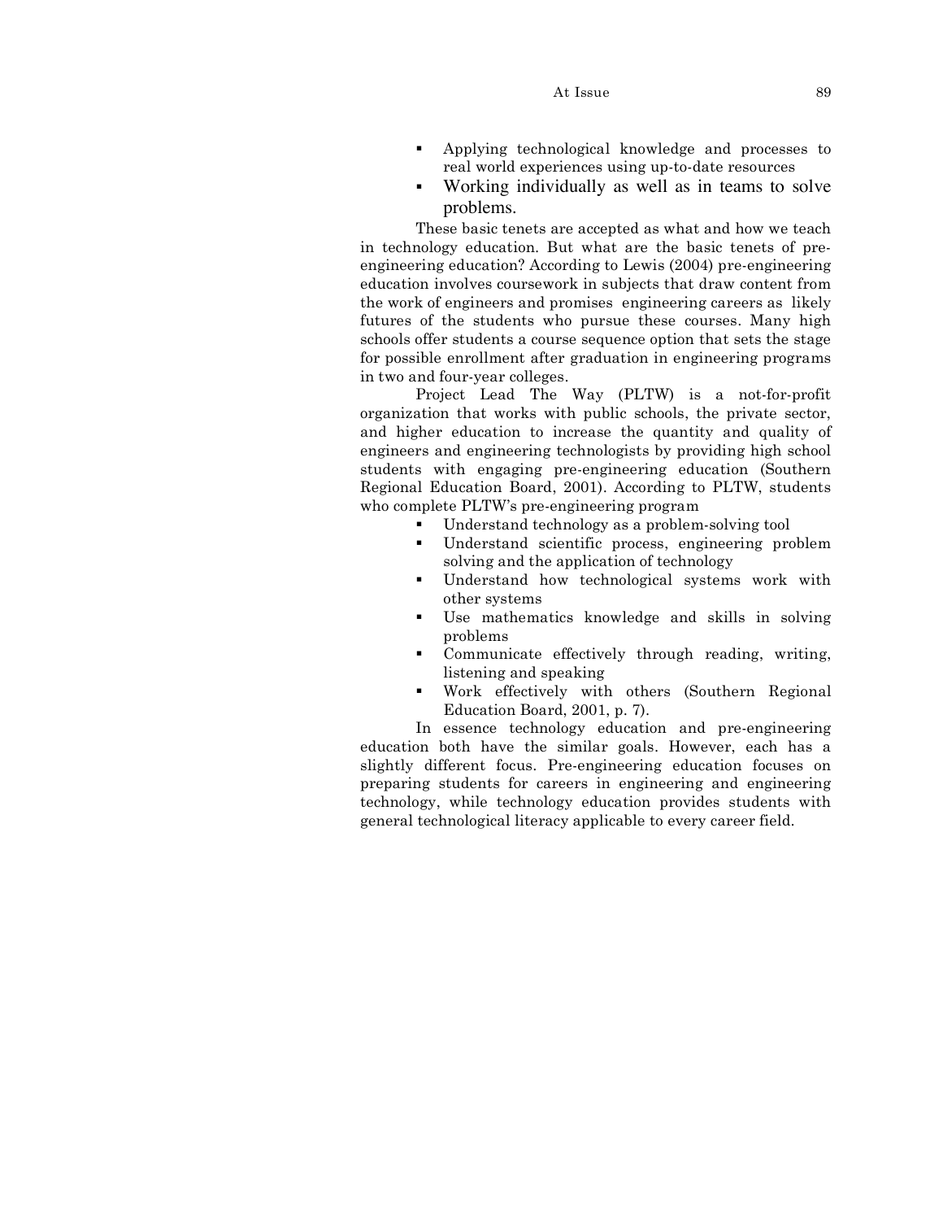- Applying technological knowledge and processes to real world experiences using up-to-date resources
- Working individually as well as in teams to solve problems.

These basic tenets are accepted as what and how we teach in technology education. But what are the basic tenets of pre-engineering education? According to Lewis (2004) pre-engineering education involves coursework in subjects that draw content from the work of engineers and promises engineering careers as likely futures of the students who pursue these courses. Many high schools offer students a course sequence option that sets the stage for possible enrollment after graduation in engineering programs in two and four-year colleges.

Project Lead The Way (PLTW) is a not-for-profit organization that works with public schools, the private sector, and higher education to increase the quantity and quality of engineers and engineering technologists by providing high school students with engaging pre-engineering education (Southern Regional Education Board, 2001). According to PLTW, students who complete PLTW's pre-engineering program

- Understand technology as a problem-solving tool
- Understand scientific process, engineering problem solving and the application of technology
- Understand how technological systems work with other systems
- Use mathematics knowledge and skills in solving problems
- Communicate effectively through reading, writing, listening and speaking
- Work effectively with others (Southern Regional Education Board, 2001, p. 7).

In essence technology education and pre-engineering education both have the similar goals. However, each has a slightly different focus. Pre-engineering education focuses on preparing students for careers in engineering and engineering technology, while technology education provides students with general technological literacy applicable to every career field.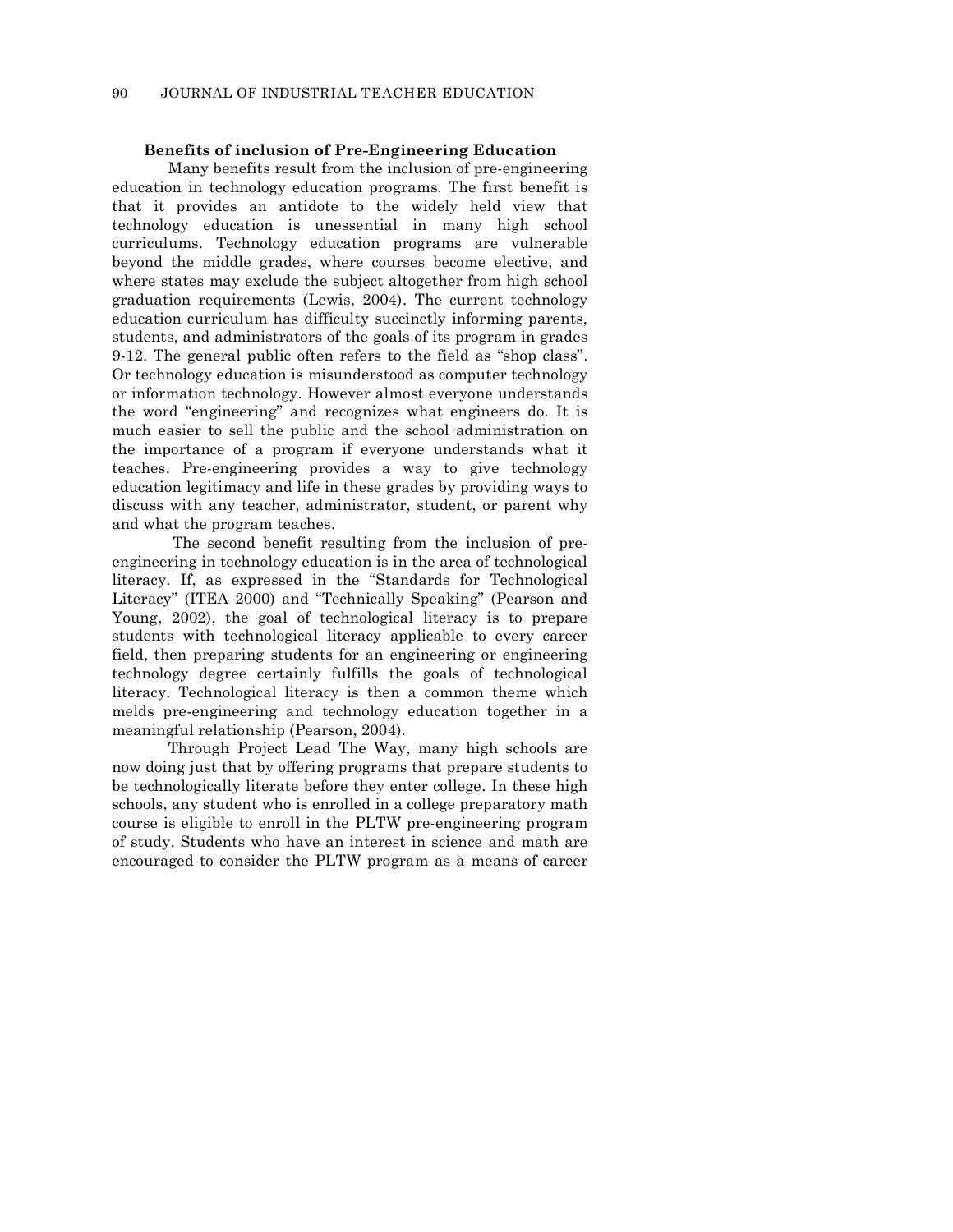### Benefits of inclusion of Pre-Engineering Education

Many benefits result from the inclusion of pre-engineering education in technology education programs. The first benefit is that it provides an antidote to the widely held view that technology education is unessential in many high school curriculums. Technology education programs are vulnerable beyond the middle grades, where courses become elective, and where states may exclude the subject altogether from high school graduation requirements (Lewis, 2004). The current technology education curriculum has difficulty succinctly informing parents, students, and administrators of the goals of its program in grades 9-12. The general public often refers to the field as "shop class". Or technology education is misunderstood as computer technology or information technology. However almost everyone understands the word "engineering" and recognizes what engineers do. It is much easier to sell the public and the school administration on the importance of a program if everyone understands what it teaches. Pre-engineering provides a way to give technology education legitimacy and life in these grades by providing ways to discuss with any teacher, administrator, student, or parent why and what the program teaches.

The second benefit resulting from the inclusion of pre-engineering in technology education is in the area of technological literacy. If, as expressed in the "Standards for Technological Literacy" (ITEA 2000) and "Technically Speaking" (Pearson and Young, 2002), the goal of technological literacy is to prepare students with technological literacy applicable to every career field, then preparing students for an engineering or engineering technology degree certainly fulfills the goals of technological literacy. Technological literacy is then a common theme which melds pre-engineering and technology education together in a meaningful relationship (Pearson, 2004).

Through Project Lead The Way, many high schools are now doing just that by offering programs that prepare students to be technologically literate before they enter college. In these high schools, any student who is enrolled in a college preparatory math course is eligible to enroll in the PLTW pre-engineering program of study. Students who have an interest in science and math are encouraged to consider the PLTW program as a means of career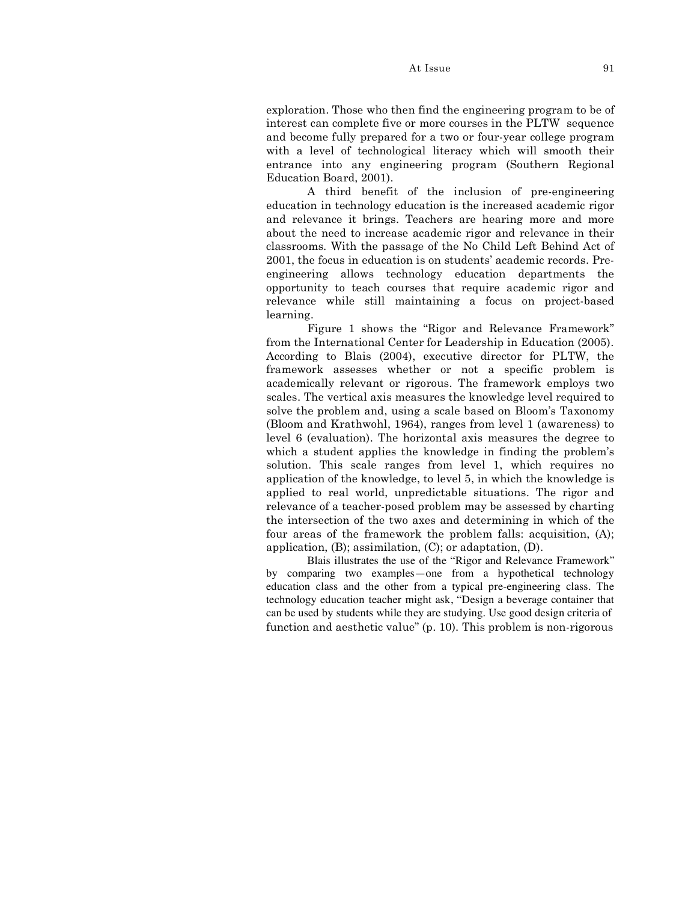exploration. Those who then find the engineering program to be of interest can complete five or more courses in the PLTW sequence and become fully prepared for a two or four-year college program with a level of technological literacy which will smooth their entrance into any engineering program (Southern Regional Education Board, 2001).

A third benefit of the inclusion of pre-engineering education in technology education is the increased academic rigor and relevance it brings. Teachers are hearing more and more about the need to increase academic rigor and relevance in their classrooms. With the passage of the No Child Left Behind Act of 2001, the focus in education is on students' academic records. Pre-engineering allows technology education departments the opportunity to teach courses that require academic rigor and relevance while still maintaining a focus on project-based learning.

Figure 1 shows the "Rigor and Relevance Framework" from the International Center for Leadership in Education (2005). According to Blais (2004), executive director for PLTW, the framework assesses whether or not a specific problem is academically relevant or rigorous. The framework employs two scales. The vertical axis measures the knowledge level required to solve the problem and, using a scale based on Bloom's Taxonomy (Bloom and Krathwohl, 1964), ranges from level 1 (awareness) to level 6 (evaluation). The horizontal axis measures the degree to which a student applies the knowledge in finding the problem's solution. This scale ranges from level 1, which requires no application of the knowledge, to level 5, in which the knowledge is applied to real world, unpredictable situations. The rigor and relevance of a teacher-posed problem may be assessed by charting the intersection of the two axes and determining in which of the four areas of the framework the problem falls: acquisition, (A); application, (B); assimilation, (C); or adaptation, (D).

Blais illustrates the use of the "Rigor and Relevance Framework" by comparing two examples—one from a hypothetical technology education class and the other from a typical pre-engineering class. The technology education teacher might ask, "Design a beverage container that can be used by students while they are studying. Use good design criteria of function and aesthetic value" (p. 10). This problem is non-rigorous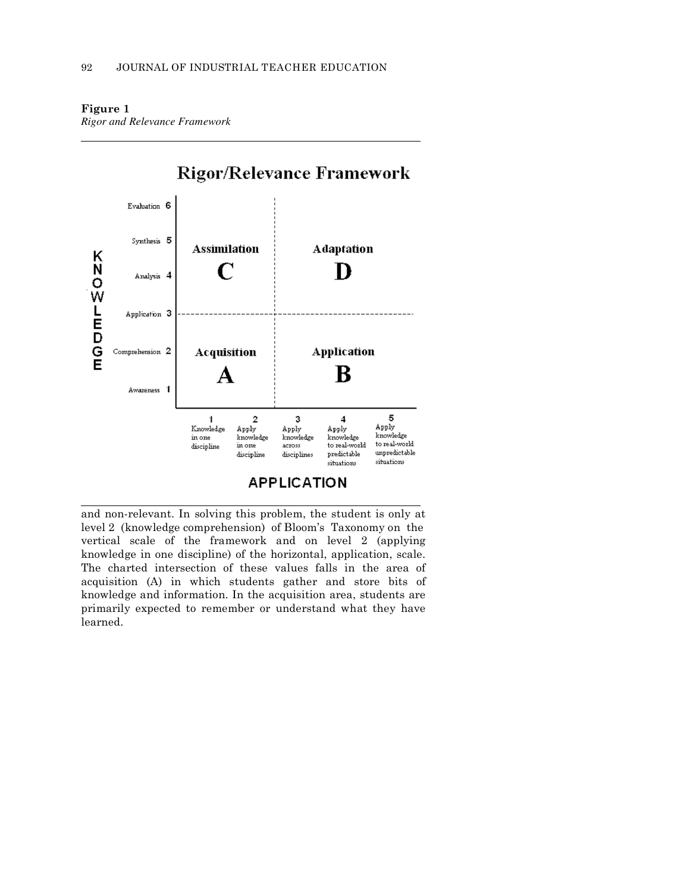**Figure 1**
*Rigor and Relevance Framework*

Rigor/Relevance Framework

KNOWLEDGE

Evaluation 6

Synthesis 5

Analysis 4

Application 3

Comprehension 2

Awareness 1

Assimilation
C

Adaptation
D

Acquisition
A

Application
B

1
Knowledge in one discipline

2
Apply knowledge in one discipline

3
Apply knowledge across disciplines

4
Apply knowledge to real-world predictable situations

5
Apply knowledge to real-world unpredictable situations

APPLICATION

and non-relevant. In solving this problem, the student is only at level 2 (knowledge comprehension) of Bloom's Taxonomy on the vertical scale of the framework and on level 2 (applying knowledge in one discipline) of the horizontal, application, scale. The charted intersection of these values falls in the area of acquisition (A) in which students gather and store bits of knowledge and information. In the acquisition area, students are primarily expected to remember or understand what they have learned.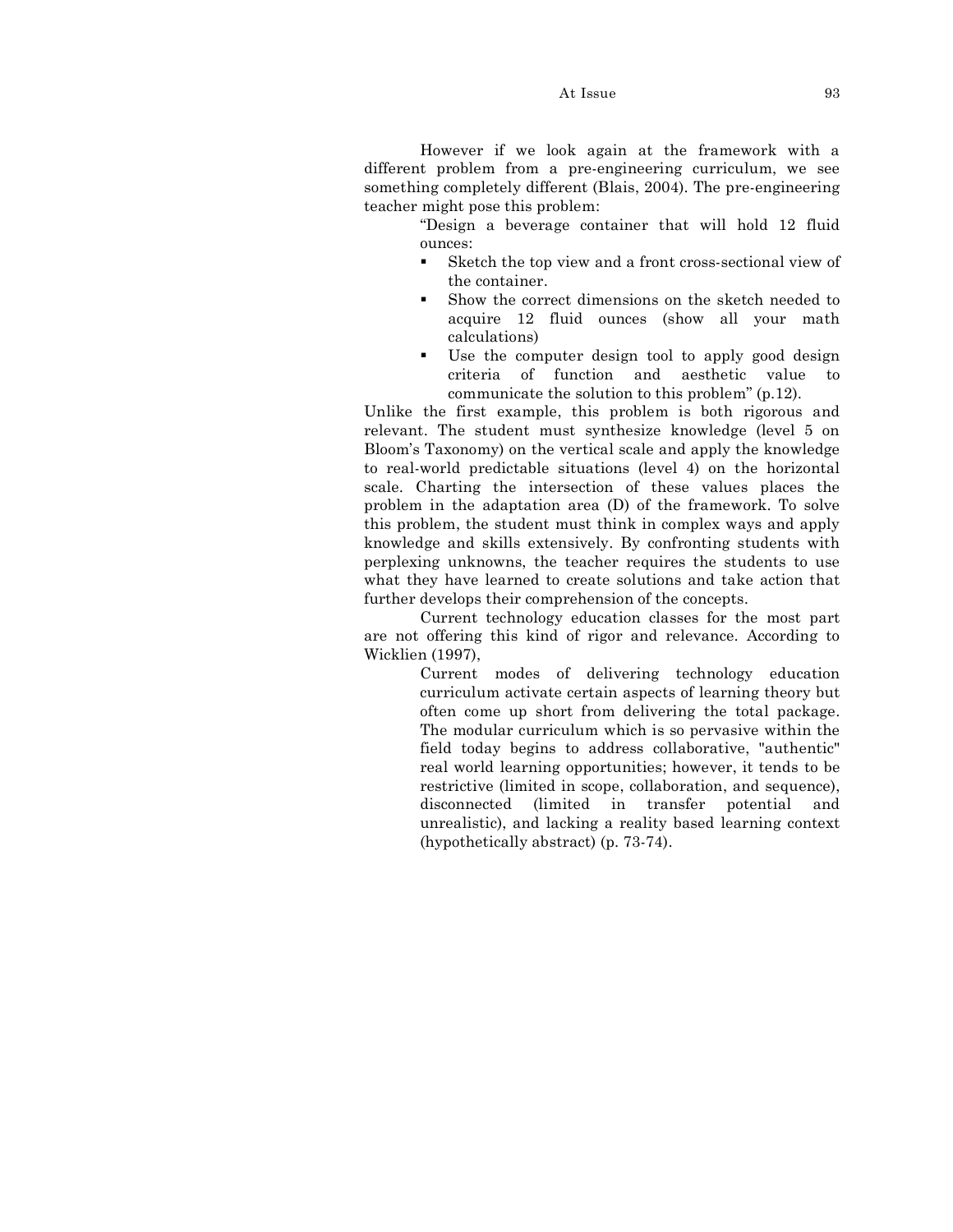However if we look again at the framework with a different problem from a pre-engineering curriculum, we see something completely different (Blais, 2004). The pre-engineering teacher might pose this problem:

> "Design a beverage container that will hold 12 fluid ounces:
>
> - Sketch the top view and a front cross-sectional view of the container.
> - Show the correct dimensions on the sketch needed to acquire 12 fluid ounces (show all your math calculations)
> - Use the computer design tool to apply good design criteria of function and aesthetic value to communicate the solution to this problem" (p.12).

Unlike the first example, this problem is both rigorous and relevant. The student must synthesize knowledge (level 5 on Bloom's Taxonomy) on the vertical scale and apply the knowledge to real-world predictable situations (level 4) on the horizontal scale. Charting the intersection of these values places the problem in the adaptation area (D) of the framework. To solve this problem, the student must think in complex ways and apply knowledge and skills extensively. By confronting students with perplexing unknowns, the teacher requires the students to use what they have learned to create solutions and take action that further develops their comprehension of the concepts.

Current technology education classes for the most part are not offering this kind of rigor and relevance. According to Wicklien (1997),

> Current modes of delivering technology education curriculum activate certain aspects of learning theory but often come up short from delivering the total package. The modular curriculum which is so pervasive within the field today begins to address collaborative, "authentic" real world learning opportunities; however, it tends to be restrictive (limited in scope, collaboration, and sequence), disconnected (limited in transfer potential and unrealistic), and lacking a reality based learning context (hypothetically abstract) (p. 73-74).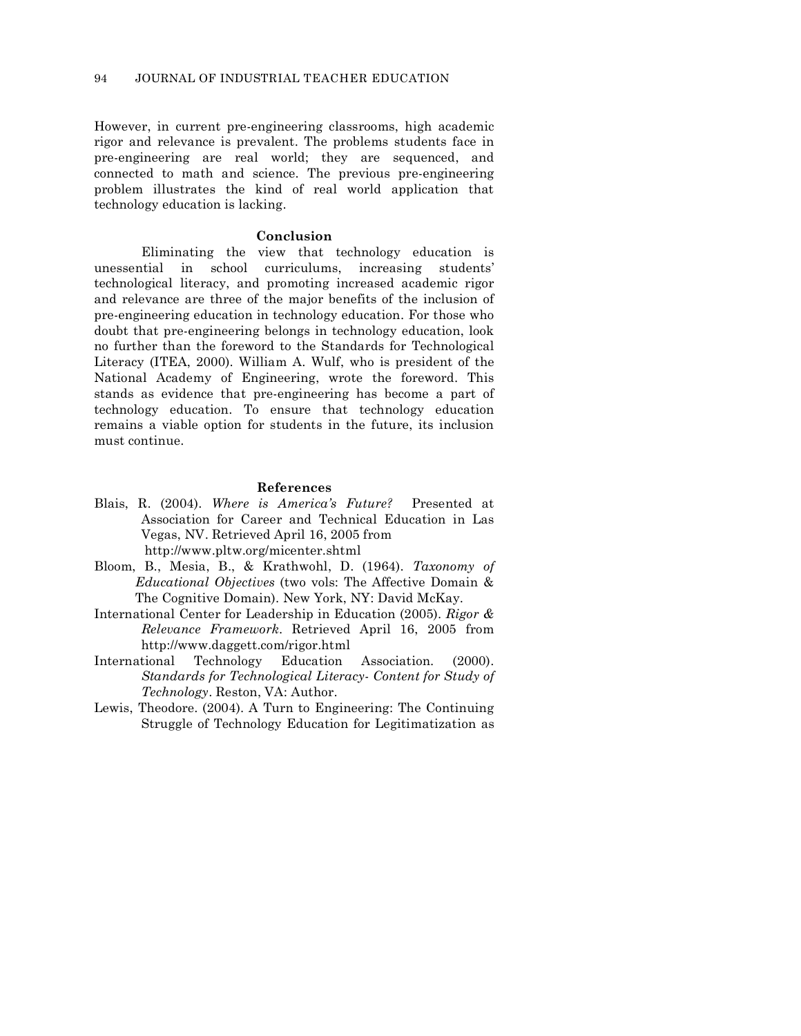However, in current pre-engineering classrooms, high academic rigor and relevance is prevalent. The problems students face in pre-engineering are real world; they are sequenced, and connected to math and science. The previous pre-engineering problem illustrates the kind of real world application that technology education is lacking.

## Conclusion

Eliminating the view that technology education is unessential in school curriculums, increasing students' technological literacy, and promoting increased academic rigor and relevance are three of the major benefits of the inclusion of pre-engineering education in technology education. For those who doubt that pre-engineering belongs in technology education, look no further than the foreword to the Standards for Technological Literacy (ITEA, 2000). William A. Wulf, who is president of the National Academy of Engineering, wrote the foreword. This stands as evidence that pre-engineering has become a part of technology education. To ensure that technology education remains a viable option for students in the future, its inclusion must continue.

## References

Blais, R. (2004). *Where is America's Future?* Presented at Association for Career and Technical Education in Las Vegas, NV. Retrieved April 16, 2005 from http://www.pltw.org/micenter.shtml

Bloom, B., Mesia, B., & Krathwohl, D. (1964). *Taxonomy of Educational Objectives* (two vols: The Affective Domain & The Cognitive Domain). New York, NY: David McKay.

International Center for Leadership in Education (2005). *Rigor & Relevance Framework*. Retrieved April 16, 2005 from http://www.daggett.com/rigor.html

International Technology Education Association. (2000). *Standards for Technological Literacy- Content for Study of Technology*. Reston, VA: Author.

Lewis, Theodore. (2004). A Turn to Engineering: The Continuing Struggle of Technology Education for Legitimatization as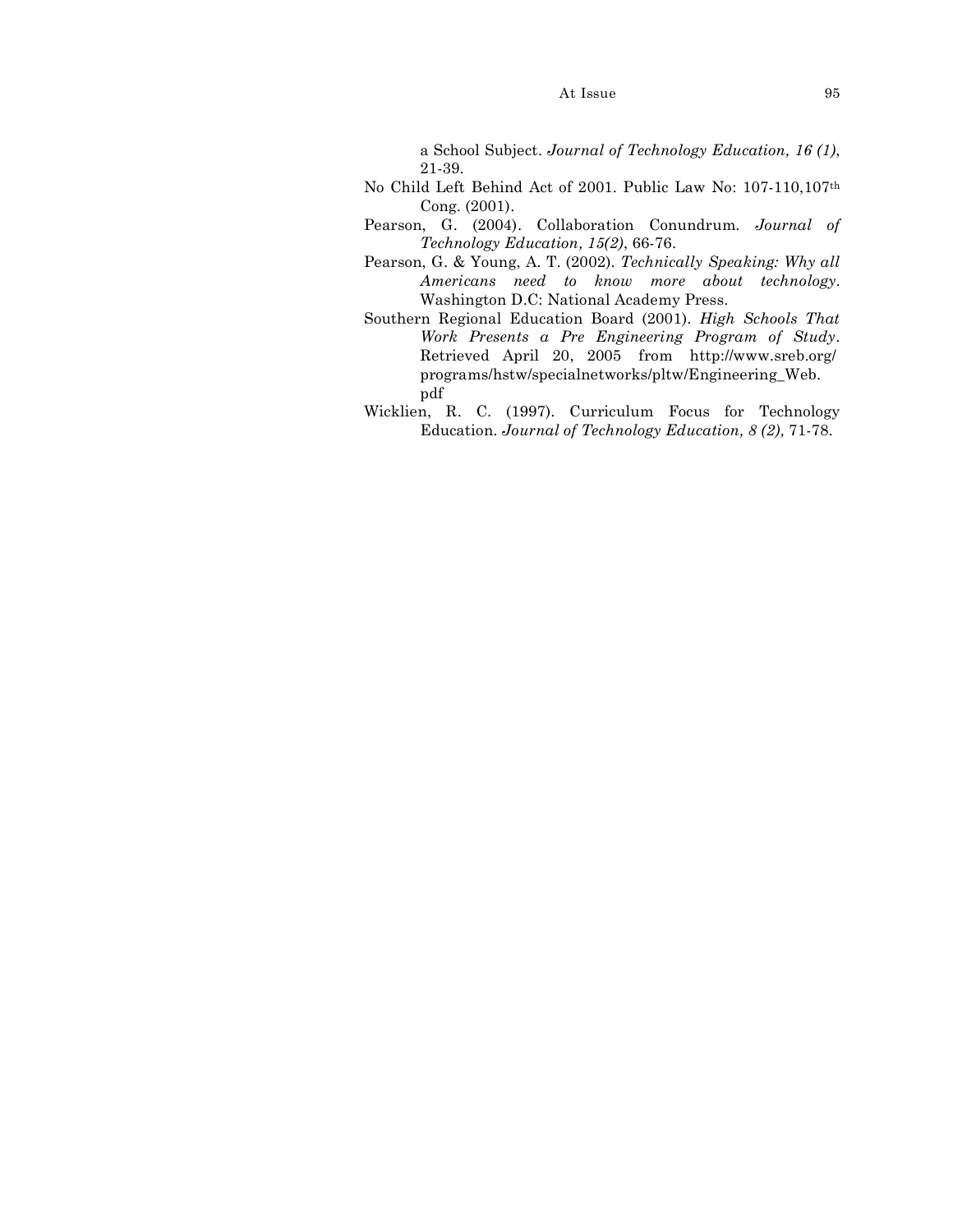a School Subject. *Journal of Technology Education, 16 (1)*, 21-39.

No Child Left Behind Act of 2001. Public Law No: 107-110,107th Cong. (2001).

Pearson, G. (2004). Collaboration Conundrum. *Journal of Technology Education, 15(2)*, 66-76.

Pearson, G. & Young, A. T. (2002). *Technically Speaking: Why all Americans need to know more about technology*. Washington D.C: National Academy Press.

Southern Regional Education Board (2001). *High Schools That Work Presents a Pre Engineering Program of Study*. Retrieved April 20, 2005 from http://www.sreb.org/programs/hstw/specialnetworks/pltw/Engineering_Web.pdf

Wicklien, R. C. (1997). Curriculum Focus for Technology Education. *Journal of Technology Education, 8 (2)*, 71-78.